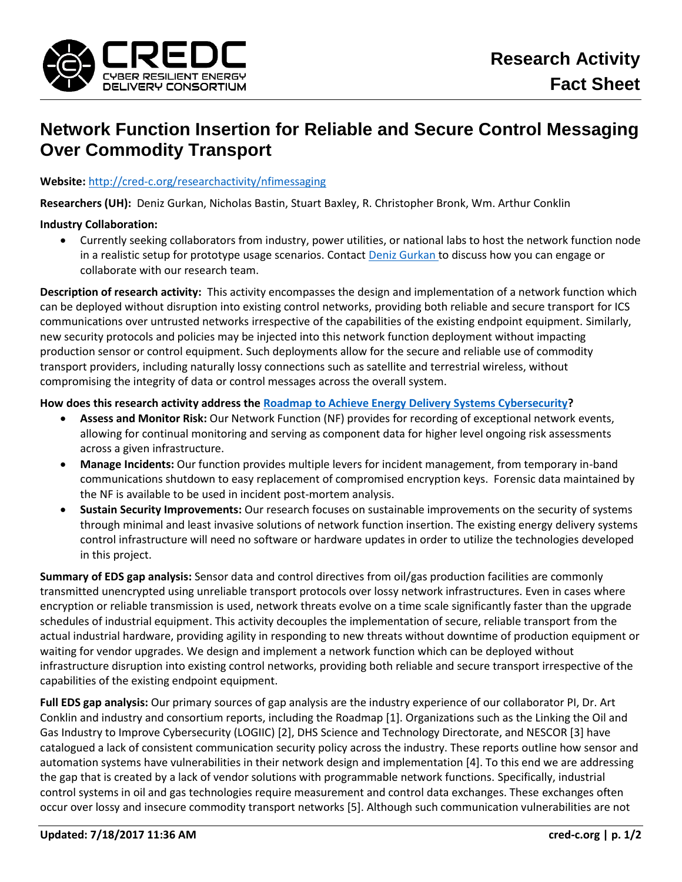CREDC CYBER RESILIENT ENERGY DELIVERY CONSORTIUM

**Research Activity Fact Sheet**

# Network Function Insertion for Reliable and Secure Control Messaging Over Commodity Transport

**Website:** [http://cred-c.org/researchactivity/nfimessaging](http://cred-c.org/researchactivity/nfimessaging)

**Researchers (UH):** Deniz Gurkan, Nicholas Bastin, Stuart Baxley, R. Christopher Bronk, Wm. Arthur Conklin

**Industry Collaboration:**

- Currently seeking collaborators from industry, power utilities, or national labs to host the network function node in a realistic setup for prototype usage scenarios. Contact Deniz Gurkan to discuss how you can engage or collaborate with our research team.

**Description of research activity:** This activity encompasses the design and implementation of a network function which can be deployed without disruption into existing control networks, providing both reliable and secure transport for ICS communications over untrusted networks irrespective of the capabilities of the existing endpoint equipment. Similarly, new security protocols and policies may be injected into this network function deployment without impacting production sensor or control equipment. Such deployments allow for the secure and reliable use of commodity transport providers, including naturally lossy connections such as satellite and terrestrial wireless, without compromising the integrity of data or control messages across the overall system.

**How does this research activity address the Roadmap to Achieve Energy Delivery Systems Cybersecurity?**

- **Assess and Monitor Risk:** Our Network Function (NF) provides for recording of exceptional network events, allowing for continual monitoring and serving as component data for higher level ongoing risk assessments across a given infrastructure.
- **Manage Incidents:** Our function provides multiple levers for incident management, from temporary in-band communications shutdown to easy replacement of compromised encryption keys. Forensic data maintained by the NF is available to be used in incident post-mortem analysis.
- **Sustain Security Improvements:** Our research focuses on sustainable improvements on the security of systems through minimal and least invasive solutions of network function insertion. The existing energy delivery systems control infrastructure will need no software or hardware updates in order to utilize the technologies developed in this project.

**Summary of EDS gap analysis:** Sensor data and control directives from oil/gas production facilities are commonly transmitted unencrypted using unreliable transport protocols over lossy network infrastructures. Even in cases where encryption or reliable transmission is used, network threats evolve on a time scale significantly faster than the upgrade schedules of industrial equipment. This activity decouples the implementation of secure, reliable transport from the actual industrial hardware, providing agility in responding to new threats without downtime of production equipment or waiting for vendor upgrades. We design and implement a network function which can be deployed without infrastructure disruption into existing control networks, providing both reliable and secure transport irrespective of the capabilities of the existing endpoint equipment.

**Full EDS gap analysis:** Our primary sources of gap analysis are the industry experience of our collaborator PI, Dr. Art Conklin and industry and consortium reports, including the Roadmap [1]. Organizations such as the Linking the Oil and Gas Industry to Improve Cybersecurity (LOGIIC) [2], DHS Science and Technology Directorate, and NESCOR [3] have catalogued a lack of consistent communication security policy across the industry. These reports outline how sensor and automation systems have vulnerabilities in their network design and implementation [4]. To this end we are addressing the gap that is created by a lack of vendor solutions with programmable network functions. Specifically, industrial control systems in oil and gas technologies require measurement and control data exchanges. These exchanges often occur over lossy and insecure commodity transport networks [5]. Although such communication vulnerabilities are not

**Updated: 7/18/2017 11:36 AM**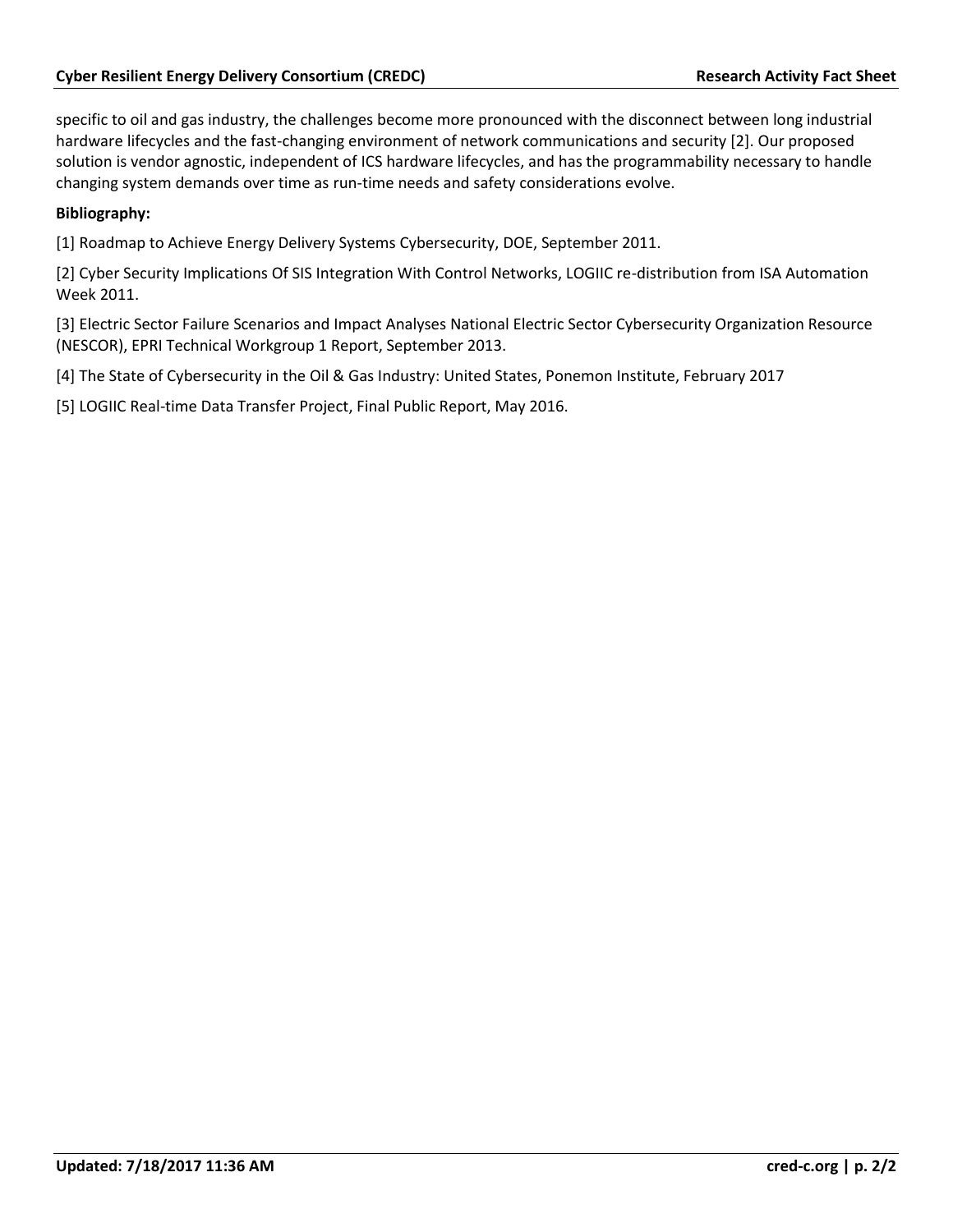specific to oil and gas industry, the challenges become more pronounced with the disconnect between long industrial hardware lifecycles and the fast-changing environment of network communications and security [2]. Our proposed solution is vendor agnostic, independent of ICS hardware lifecycles, and has the programmability necessary to handle changing system demands over time as run-time needs and safety considerations evolve.

**Bibliography:**

[1] Roadmap to Achieve Energy Delivery Systems Cybersecurity, DOE, September 2011.

[2] Cyber Security Implications Of SIS Integration With Control Networks, LOGIIC re-distribution from ISA Automation Week 2011.

[3] Electric Sector Failure Scenarios and Impact Analyses National Electric Sector Cybersecurity Organization Resource (NESCOR), EPRI Technical Workgroup 1 Report, September 2013.

[4] The State of Cybersecurity in the Oil & Gas Industry: United States, Ponemon Institute, February 2017

[5] LOGIIC Real-time Data Transfer Project, Final Public Report, May 2016.